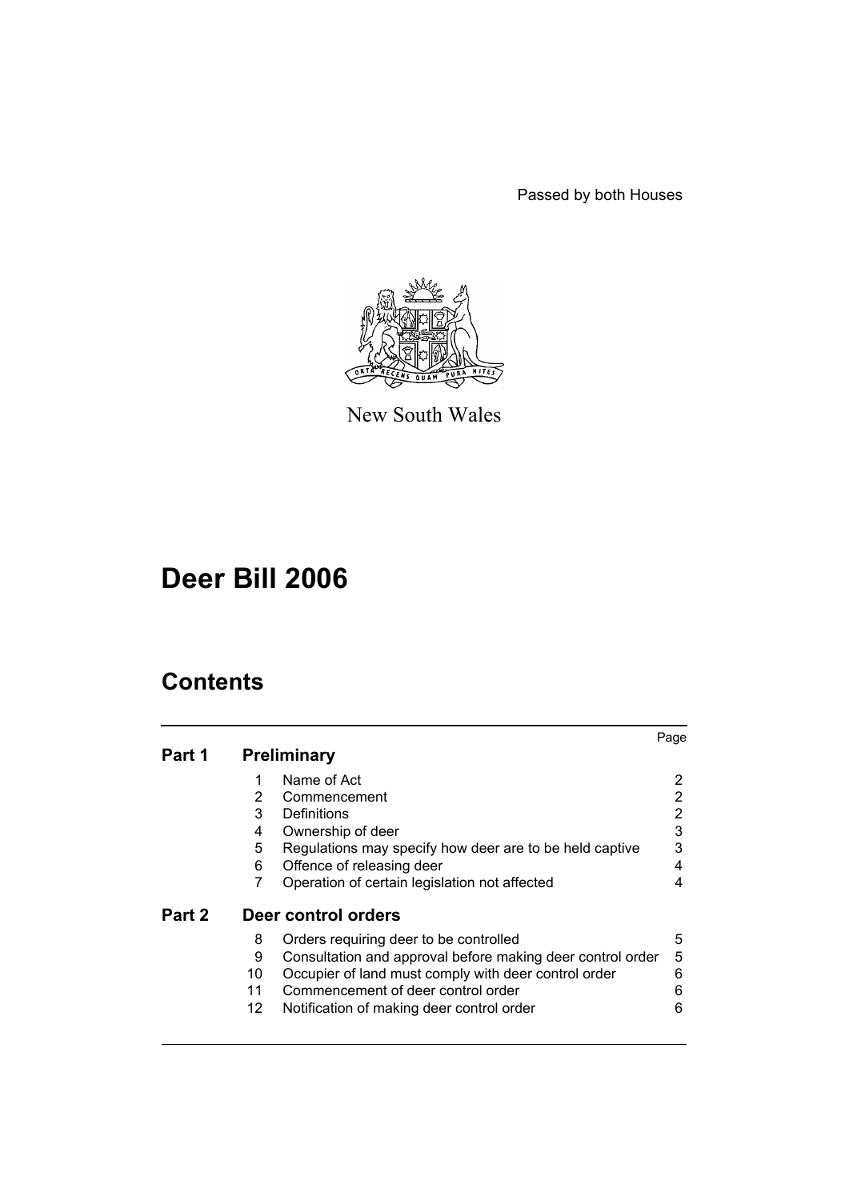Passed by both Houses

New South Wales

# Deer Bill 2006

## Contents

| | | | Page |
|---|---|---|---|
| **Part 1** | **Preliminary** | | |
| | 1 | Name of Act | 2 |
| | 2 | Commencement | 2 |
| | 3 | Definitions | 2 |
| | 4 | Ownership of deer | 3 |
| | 5 | Regulations may specify how deer are to be held captive | 3 |
| | 6 | Offence of releasing deer | 4 |
| | 7 | Operation of certain legislation not affected | 4 |
| **Part 2** | **Deer control orders** | | |
| | 8 | Orders requiring deer to be controlled | 5 |
| | 9 | Consultation and approval before making deer control order | 5 |
| | 10 | Occupier of land must comply with deer control order | 6 |
| | 11 | Commencement of deer control order | 6 |
| | 12 | Notification of making deer control order | 6 |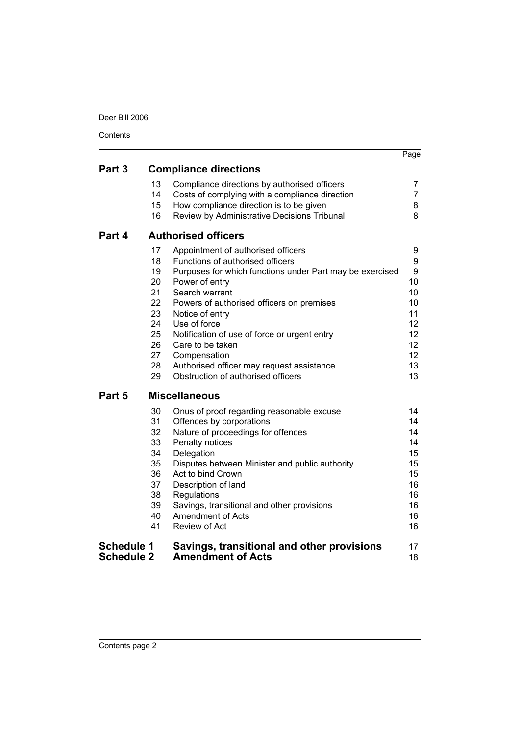| | | | Page |
|---|---|---|---|
| **Part 3** | **Compliance directions** | | |
| | 13 | Compliance directions by authorised officers | 7 |
| | 14 | Costs of complying with a compliance direction | 7 |
| | 15 | How compliance direction is to be given | 8 |
| | 16 | Review by Administrative Decisions Tribunal | 8 |
| **Part 4** | **Authorised officers** | | |
| | 17 | Appointment of authorised officers | 9 |
| | 18 | Functions of authorised officers | 9 |
| | 19 | Purposes for which functions under Part may be exercised | 9 |
| | 20 | Power of entry | 10 |
| | 21 | Search warrant | 10 |
| | 22 | Powers of authorised officers on premises | 10 |
| | 23 | Notice of entry | 11 |
| | 24 | Use of force | 12 |
| | 25 | Notification of use of force or urgent entry | 12 |
| | 26 | Care to be taken | 12 |
| | 27 | Compensation | 12 |
| | 28 | Authorised officer may request assistance | 13 |
| | 29 | Obstruction of authorised officers | 13 |
| **Part 5** | **Miscellaneous** | | |
| | 30 | Onus of proof regarding reasonable excuse | 14 |
| | 31 | Offences by corporations | 14 |
| | 32 | Nature of proceedings for offences | 14 |
| | 33 | Penalty notices | 14 |
| | 34 | Delegation | 15 |
| | 35 | Disputes between Minister and public authority | 15 |
| | 36 | Act to bind Crown | 15 |
| | 37 | Description of land | 16 |
| | 38 | Regulations | 16 |
| | 39 | Savings, transitional and other provisions | 16 |
| | 40 | Amendment of Acts | 16 |
| | 41 | Review of Act | 16 |
| **Schedule 1** | **Savings, transitional and other provisions** | | 17 |
| **Schedule 2** | **Amendment of Acts** | | 18 |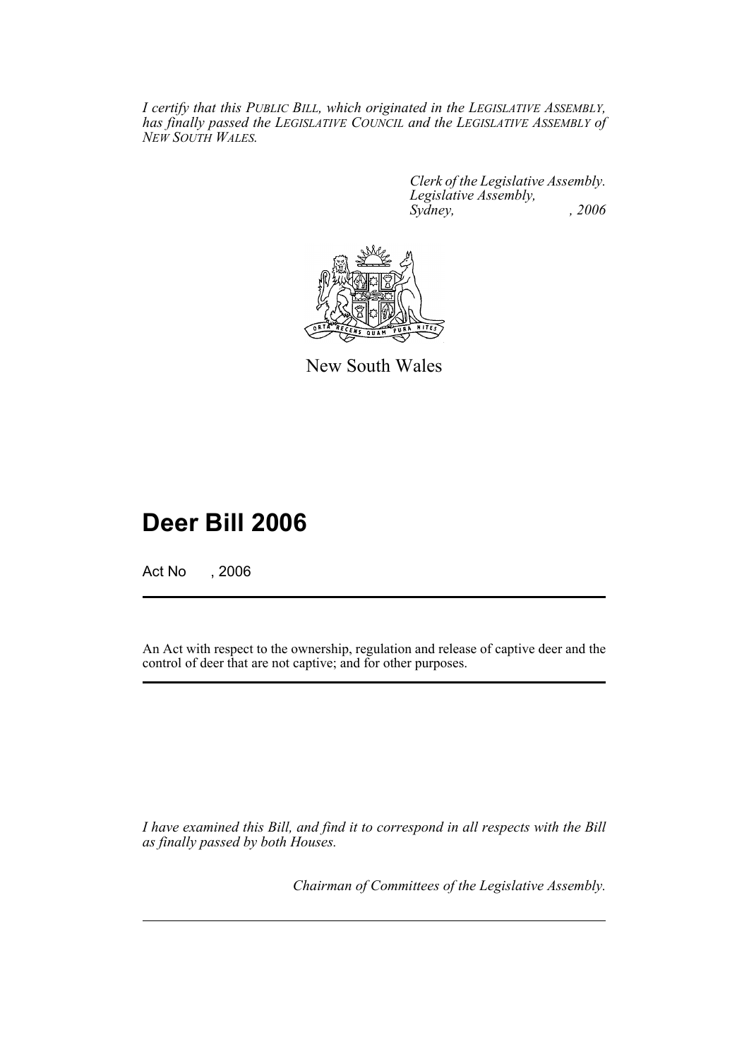*I certify that this PUBLIC BILL, which originated in the LEGISLATIVE ASSEMBLY, has finally passed the LEGISLATIVE COUNCIL and the LEGISLATIVE ASSEMBLY of NEW SOUTH WALES.*

*Clerk of the Legislative Assembly.*
*Legislative Assembly,*
*Sydney, , 2006*

New South Wales

# Deer Bill 2006

Act No , 2006

An Act with respect to the ownership, regulation and release of captive deer and the control of deer that are not captive; and for other purposes.

*I have examined this Bill, and find it to correspond in all respects with the Bill as finally passed by both Houses.*

*Chairman of Committees of the Legislative Assembly.*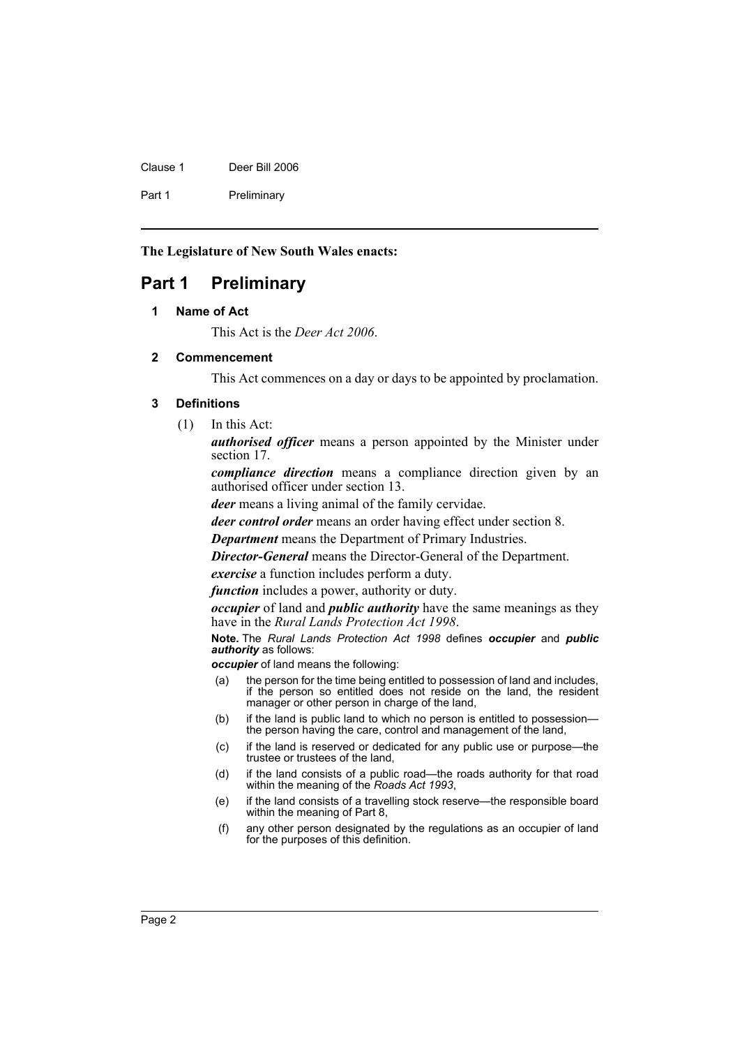**The Legislature of New South Wales enacts:**

# Part 1 Preliminary

## 1 Name of Act

This Act is the *Deer Act 2006*.

## 2 Commencement

This Act commences on a day or days to be appointed by proclamation.

## 3 Definitions

(1) In this Act:

***authorised officer*** means a person appointed by the Minister under section 17.

***compliance direction*** means a compliance direction given by an authorised officer under section 13.

***deer*** means a living animal of the family cervidae.

***deer control order*** means an order having effect under section 8.

***Department*** means the Department of Primary Industries.

***Director-General*** means the Director-General of the Department.

***exercise*** a function includes perform a duty.

***function*** includes a power, authority or duty.

***occupier*** of land and ***public authority*** have the same meanings as they have in the *Rural Lands Protection Act 1998*.

**Note.** The *Rural Lands Protection Act 1998* defines ***occupier*** and ***public authority*** as follows:

***occupier*** of land means the following:

(a) the person for the time being entitled to possession of land and includes, if the person so entitled does not reside on the land, the resident manager or other person in charge of the land,

(b) if the land is public land to which no person is entitled to possession—the person having the care, control and management of the land,

(c) if the land is reserved or dedicated for any public use or purpose—the trustee or trustees of the land,

(d) if the land consists of a public road—the roads authority for that road within the meaning of the *Roads Act 1993*,

(e) if the land consists of a travelling stock reserve—the responsible board within the meaning of Part 8,

(f) any other person designated by the regulations as an occupier of land for the purposes of this definition.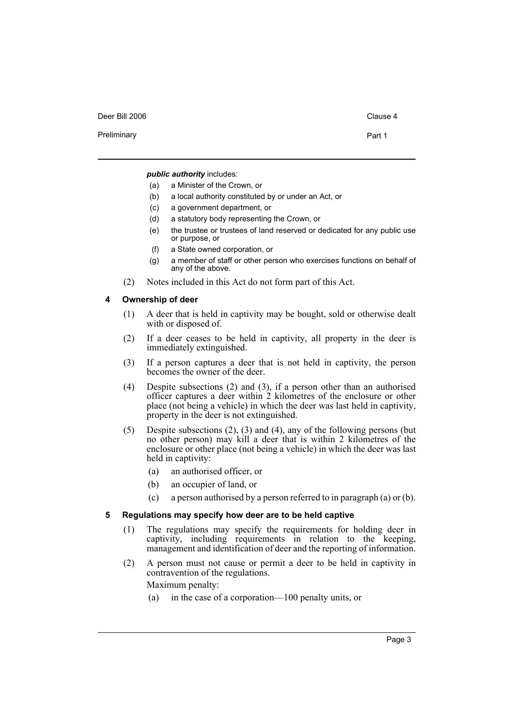***public authority*** includes:

- (a) a Minister of the Crown, or
- (b) a local authority constituted by or under an Act, or
- (c) a government department, or
- (d) a statutory body representing the Crown, or
- (e) the trustee or trustees of land reserved or dedicated for any public use or purpose, or
- (f) a State owned corporation, or
- (g) a member of staff or other person who exercises functions on behalf of any of the above.

(2) Notes included in this Act do not form part of this Act.

### 4 Ownership of deer

(1) A deer that is held in captivity may be bought, sold or otherwise dealt with or disposed of.

(2) If a deer ceases to be held in captivity, all property in the deer is immediately extinguished.

(3) If a person captures a deer that is not held in captivity, the person becomes the owner of the deer.

(4) Despite subsections (2) and (3), if a person other than an authorised officer captures a deer within 2 kilometres of the enclosure or other place (not being a vehicle) in which the deer was last held in captivity, property in the deer is not extinguished.

(5) Despite subsections (2), (3) and (4), any of the following persons (but no other person) may kill a deer that is within 2 kilometres of the enclosure or other place (not being a vehicle) in which the deer was last held in captivity:

- (a) an authorised officer, or
- (b) an occupier of land, or
- (c) a person authorised by a person referred to in paragraph (a) or (b).

### 5 Regulations may specify how deer are to be held captive

(1) The regulations may specify the requirements for holding deer in captivity, including requirements in relation to the keeping, management and identification of deer and the reporting of information.

(2) A person must not cause or permit a deer to be held in captivity in contravention of the regulations.

Maximum penalty:

- (a) in the case of a corporation—100 penalty units, or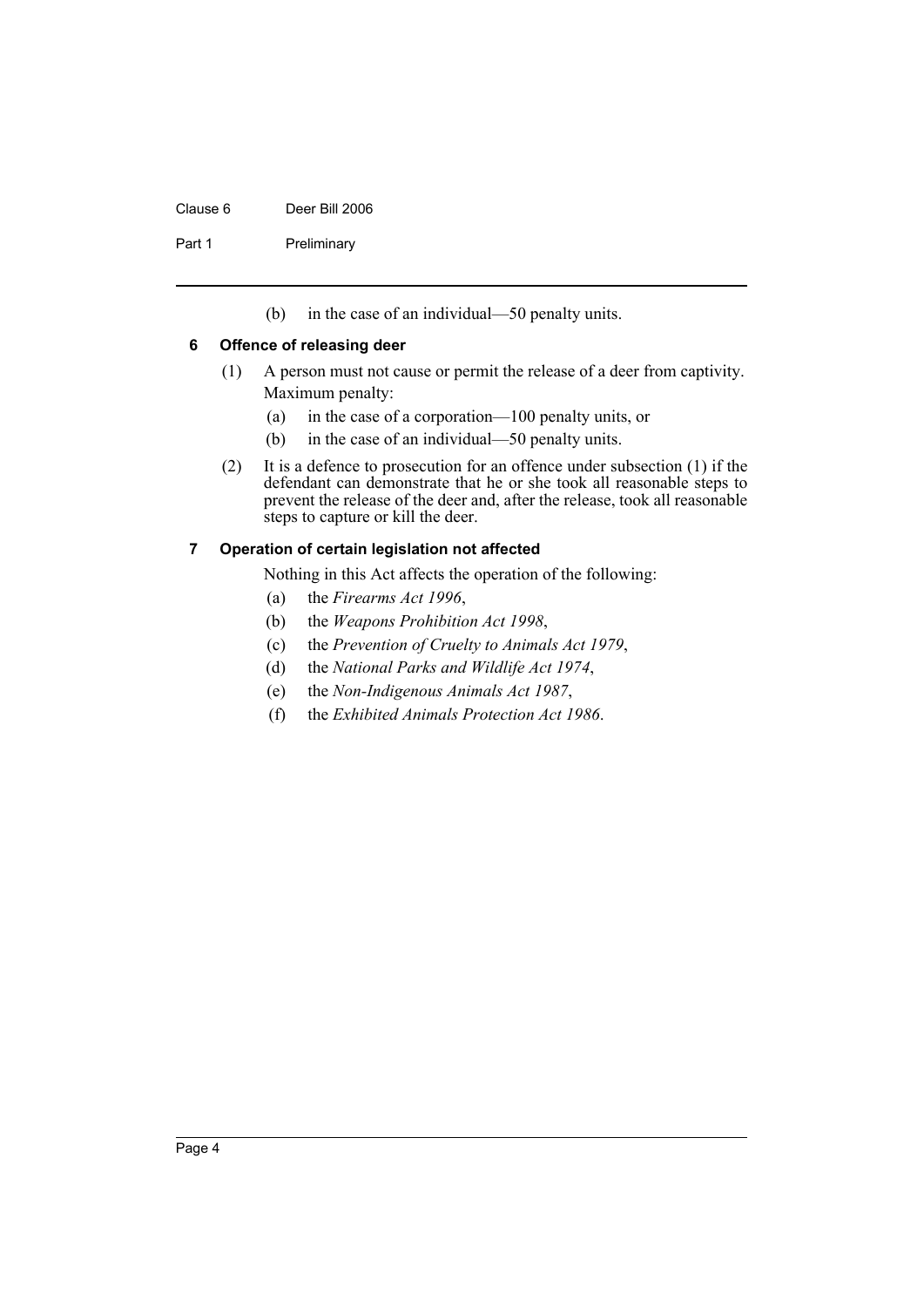(b) in the case of an individual—50 penalty units.

### 6 Offence of releasing deer

(1) A person must not cause or permit the release of a deer from captivity.

Maximum penalty:

(a) in the case of a corporation—100 penalty units, or

(b) in the case of an individual—50 penalty units.

(2) It is a defence to prosecution for an offence under subsection (1) if the defendant can demonstrate that he or she took all reasonable steps to prevent the release of the deer and, after the release, took all reasonable steps to capture or kill the deer.

### 7 Operation of certain legislation not affected

Nothing in this Act affects the operation of the following:

(a) the *Firearms Act 1996*,

(b) the *Weapons Prohibition Act 1998*,

(c) the *Prevention of Cruelty to Animals Act 1979*,

(d) the *National Parks and Wildlife Act 1974*,

(e) the *Non-Indigenous Animals Act 1987*,

(f) the *Exhibited Animals Protection Act 1986*.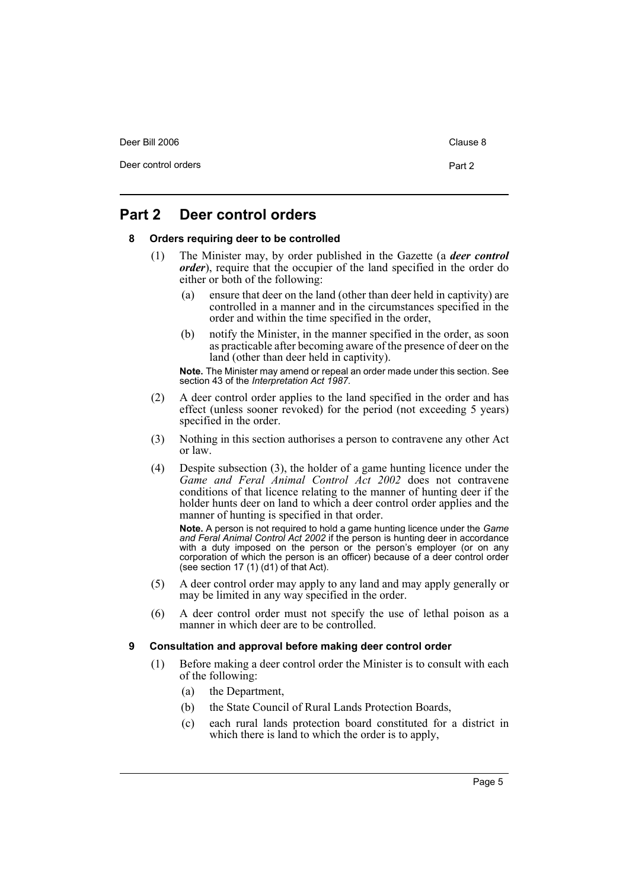# Part 2 Deer control orders

## 8 Orders requiring deer to be controlled

(1) The Minister may, by order published in the Gazette (a ***deer control order***), require that the occupier of the land specified in the order do either or both of the following:

(a) ensure that deer on the land (other than deer held in captivity) are controlled in a manner and in the circumstances specified in the order and within the time specified in the order,

(b) notify the Minister, in the manner specified in the order, as soon as practicable after becoming aware of the presence of deer on the land (other than deer held in captivity).

**Note.** The Minister may amend or repeal an order made under this section. See section 43 of the *Interpretation Act 1987*.

(2) A deer control order applies to the land specified in the order and has effect (unless sooner revoked) for the period (not exceeding 5 years) specified in the order.

(3) Nothing in this section authorises a person to contravene any other Act or law.

(4) Despite subsection (3), the holder of a game hunting licence under the *Game and Feral Animal Control Act 2002* does not contravene conditions of that licence relating to the manner of hunting deer if the holder hunts deer on land to which a deer control order applies and the manner of hunting is specified in that order.

**Note.** A person is not required to hold a game hunting licence under the *Game and Feral Animal Control Act 2002* if the person is hunting deer in accordance with a duty imposed on the person or the person's employer (or on any corporation of which the person is an officer) because of a deer control order (see section 17 (1) (d1) of that Act).

(5) A deer control order may apply to any land and may apply generally or may be limited in any way specified in the order.

(6) A deer control order must not specify the use of lethal poison as a manner in which deer are to be controlled.

## 9 Consultation and approval before making deer control order

(1) Before making a deer control order the Minister is to consult with each of the following:

(a) the Department,

(b) the State Council of Rural Lands Protection Boards,

(c) each rural lands protection board constituted for a district in which there is land to which the order is to apply,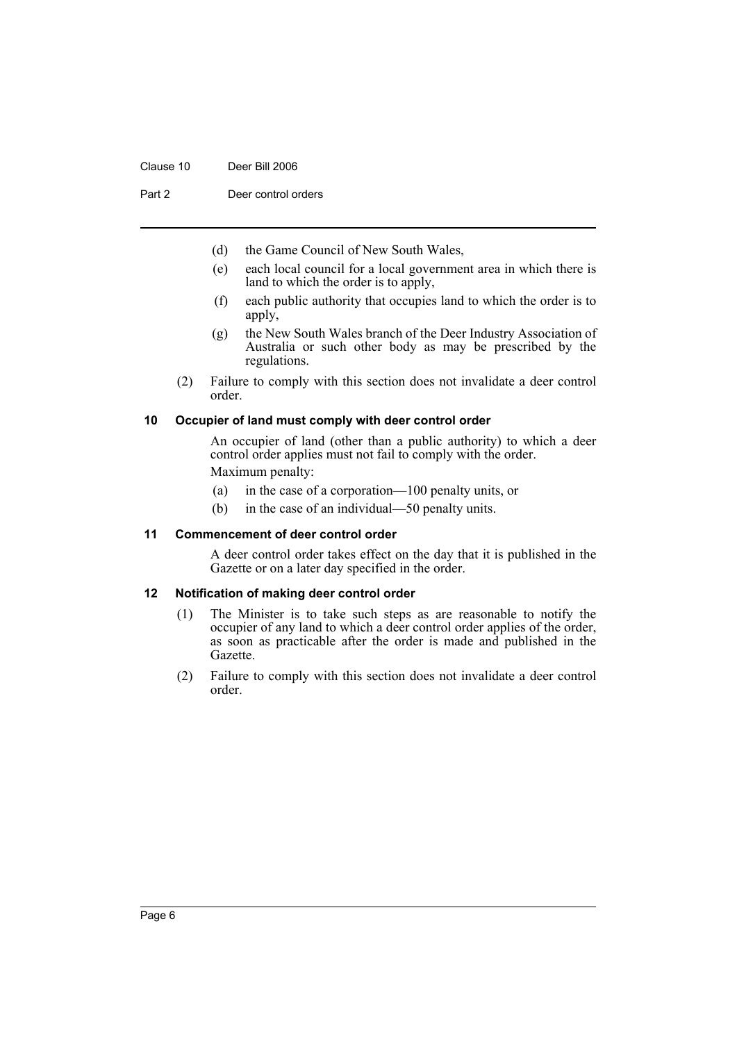(d) the Game Council of New South Wales,

(e) each local council for a local government area in which there is land to which the order is to apply,

(f) each public authority that occupies land to which the order is to apply,

(g) the New South Wales branch of the Deer Industry Association of Australia or such other body as may be prescribed by the regulations.

(2) Failure to comply with this section does not invalidate a deer control order.

### 10 Occupier of land must comply with deer control order

An occupier of land (other than a public authority) to which a deer control order applies must not fail to comply with the order.

Maximum penalty:

(a) in the case of a corporation—100 penalty units, or

(b) in the case of an individual—50 penalty units.

### 11 Commencement of deer control order

A deer control order takes effect on the day that it is published in the Gazette or on a later day specified in the order.

### 12 Notification of making deer control order

(1) The Minister is to take such steps as are reasonable to notify the occupier of any land to which a deer control order applies of the order, as soon as practicable after the order is made and published in the Gazette.

(2) Failure to comply with this section does not invalidate a deer control order.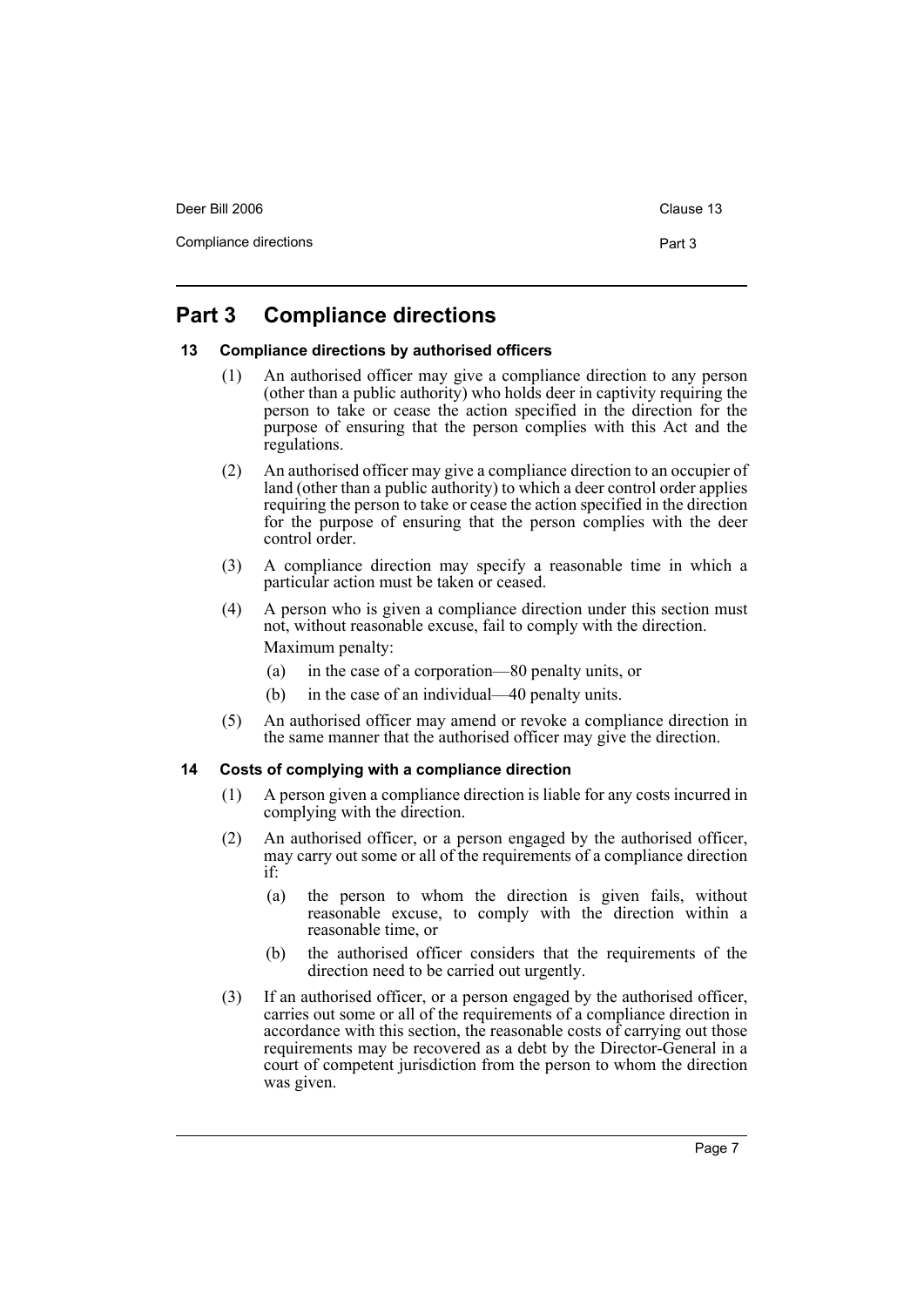# Part 3 Compliance directions

## 13 Compliance directions by authorised officers

(1) An authorised officer may give a compliance direction to any person (other than a public authority) who holds deer in captivity requiring the person to take or cease the action specified in the direction for the purpose of ensuring that the person complies with this Act and the regulations.

(2) An authorised officer may give a compliance direction to an occupier of land (other than a public authority) to which a deer control order applies requiring the person to take or cease the action specified in the direction for the purpose of ensuring that the person complies with the deer control order.

(3) A compliance direction may specify a reasonable time in which a particular action must be taken or ceased.

(4) A person who is given a compliance direction under this section must not, without reasonable excuse, fail to comply with the direction.

Maximum penalty:

(a) in the case of a corporation—80 penalty units, or

(b) in the case of an individual—40 penalty units.

(5) An authorised officer may amend or revoke a compliance direction in the same manner that the authorised officer may give the direction.

## 14 Costs of complying with a compliance direction

(1) A person given a compliance direction is liable for any costs incurred in complying with the direction.

(2) An authorised officer, or a person engaged by the authorised officer, may carry out some or all of the requirements of a compliance direction if:

(a) the person to whom the direction is given fails, without reasonable excuse, to comply with the direction within a reasonable time, or

(b) the authorised officer considers that the requirements of the direction need to be carried out urgently.

(3) If an authorised officer, or a person engaged by the authorised officer, carries out some or all of the requirements of a compliance direction in accordance with this section, the reasonable costs of carrying out those requirements may be recovered as a debt by the Director-General in a court of competent jurisdiction from the person to whom the direction was given.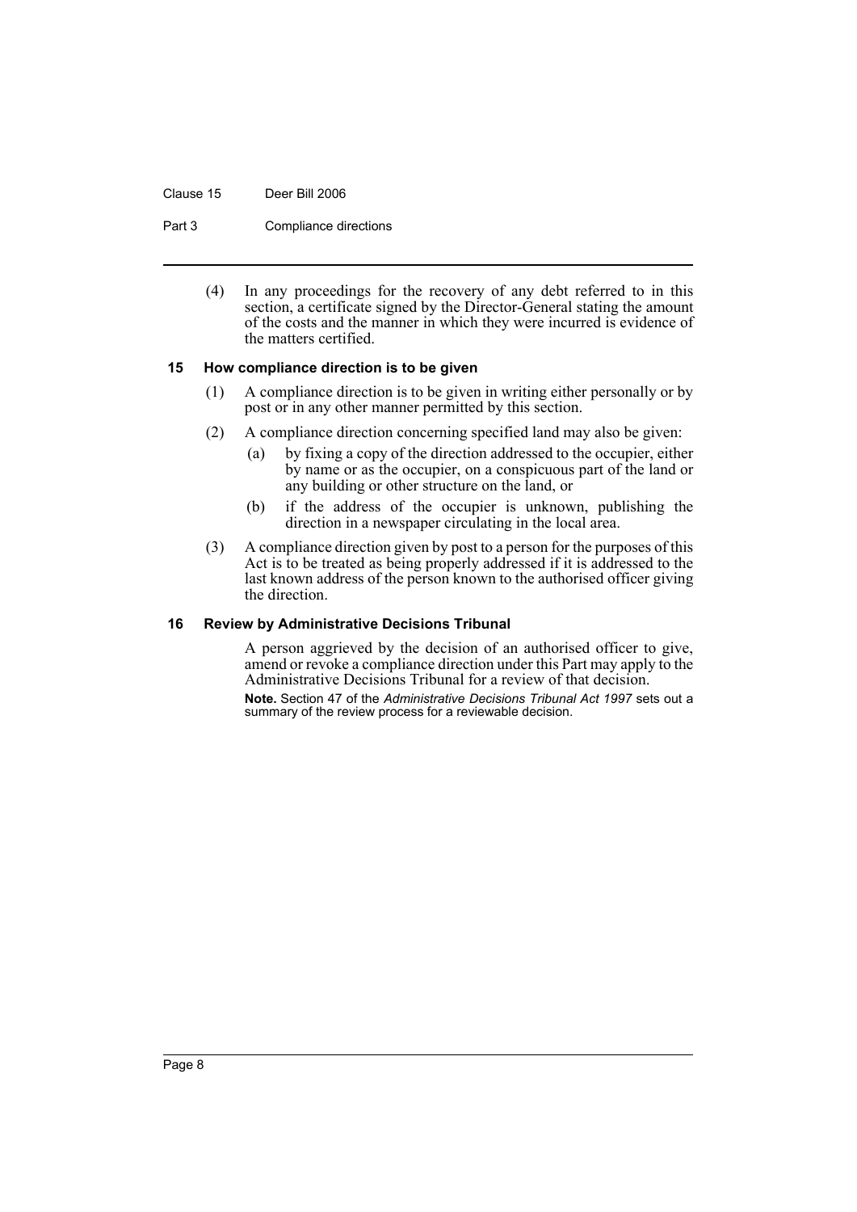(4) In any proceedings for the recovery of any debt referred to in this section, a certificate signed by the Director-General stating the amount of the costs and the manner in which they were incurred is evidence of the matters certified.

### 15 How compliance direction is to be given

(1) A compliance direction is to be given in writing either personally or by post or in any other manner permitted by this section.

(2) A compliance direction concerning specified land may also be given:

- (a) by fixing a copy of the direction addressed to the occupier, either by name or as the occupier, on a conspicuous part of the land or any building or other structure on the land, or
- (b) if the address of the occupier is unknown, publishing the direction in a newspaper circulating in the local area.

(3) A compliance direction given by post to a person for the purposes of this Act is to be treated as being properly addressed if it is addressed to the last known address of the person known to the authorised officer giving the direction.

### 16 Review by Administrative Decisions Tribunal

A person aggrieved by the decision of an authorised officer to give, amend or revoke a compliance direction under this Part may apply to the Administrative Decisions Tribunal for a review of that decision.

**Note.** Section 47 of the *Administrative Decisions Tribunal Act 1997* sets out a summary of the review process for a reviewable decision.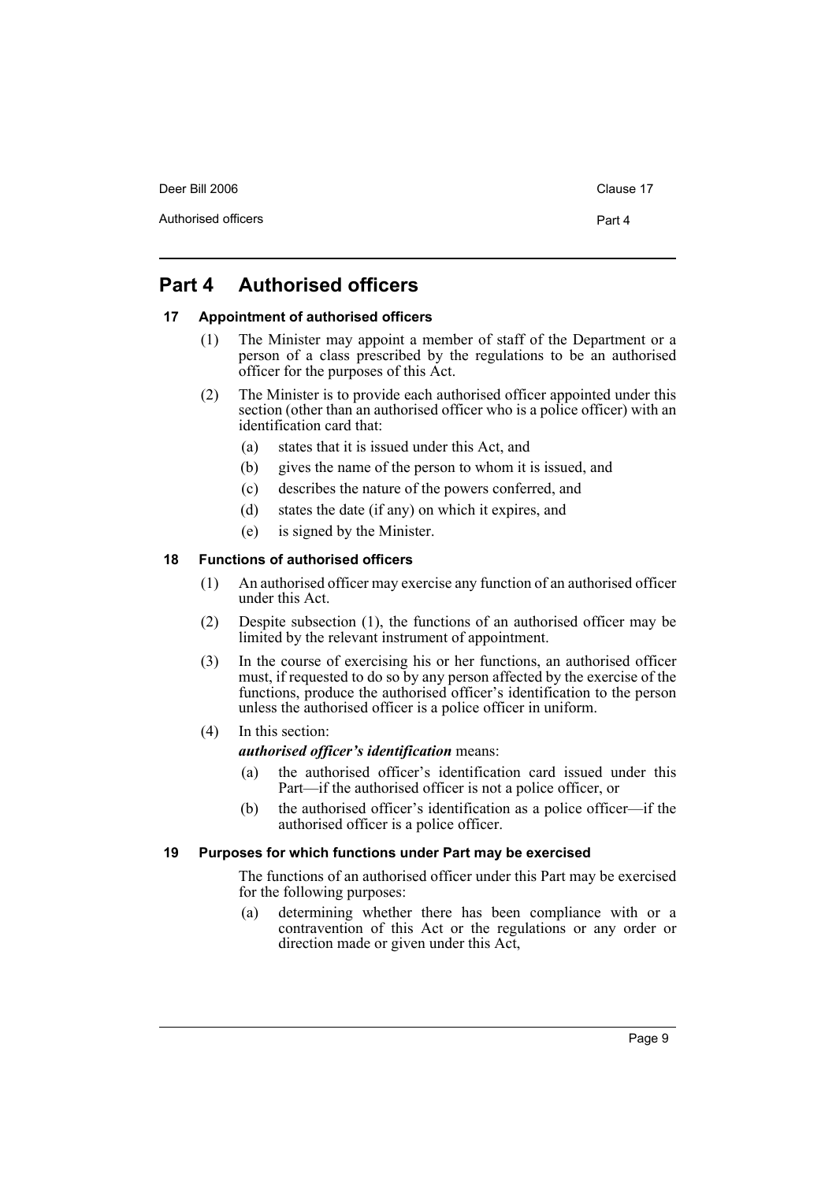# Part 4 Authorised officers

## 17 Appointment of authorised officers

(1) The Minister may appoint a member of staff of the Department or a person of a class prescribed by the regulations to be an authorised officer for the purposes of this Act.

(2) The Minister is to provide each authorised officer appointed under this section (other than an authorised officer who is a police officer) with an identification card that:

(a) states that it is issued under this Act, and

(b) gives the name of the person to whom it is issued, and

(c) describes the nature of the powers conferred, and

(d) states the date (if any) on which it expires, and

(e) is signed by the Minister.

## 18 Functions of authorised officers

(1) An authorised officer may exercise any function of an authorised officer under this Act.

(2) Despite subsection (1), the functions of an authorised officer may be limited by the relevant instrument of appointment.

(3) In the course of exercising his or her functions, an authorised officer must, if requested to do so by any person affected by the exercise of the functions, produce the authorised officer's identification to the person unless the authorised officer is a police officer in uniform.

(4) In this section:

***authorised officer's identification*** means:

(a) the authorised officer's identification card issued under this Part—if the authorised officer is not a police officer, or

(b) the authorised officer's identification as a police officer—if the authorised officer is a police officer.

## 19 Purposes for which functions under Part may be exercised

The functions of an authorised officer under this Part may be exercised for the following purposes:

(a) determining whether there has been compliance with or a contravention of this Act or the regulations or any order or direction made or given under this Act,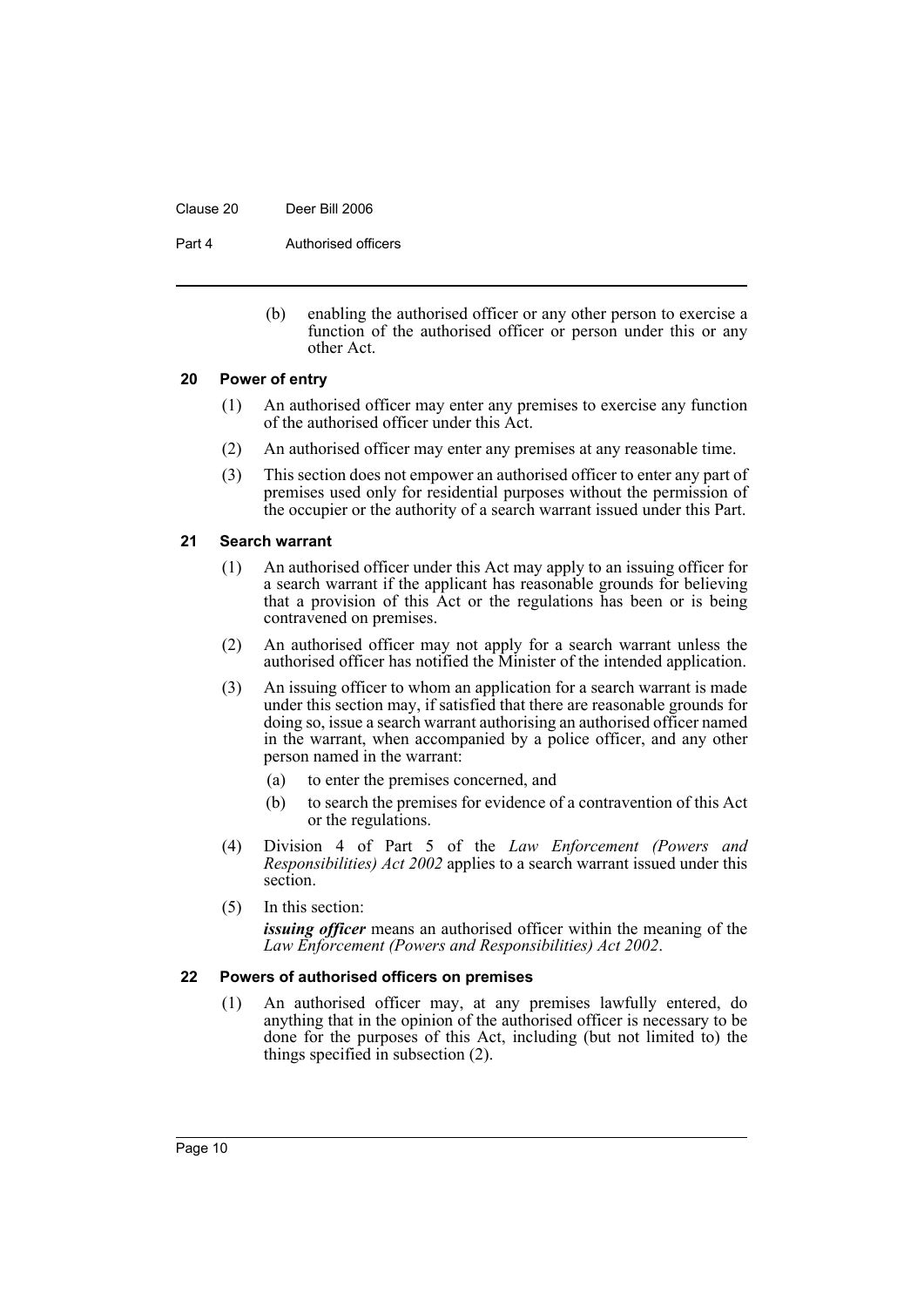(b) enabling the authorised officer or any other person to exercise a function of the authorised officer or person under this or any other Act.

### 20 Power of entry

(1) An authorised officer may enter any premises to exercise any function of the authorised officer under this Act.

(2) An authorised officer may enter any premises at any reasonable time.

(3) This section does not empower an authorised officer to enter any part of premises used only for residential purposes without the permission of the occupier or the authority of a search warrant issued under this Part.

### 21 Search warrant

(1) An authorised officer under this Act may apply to an issuing officer for a search warrant if the applicant has reasonable grounds for believing that a provision of this Act or the regulations has been or is being contravened on premises.

(2) An authorised officer may not apply for a search warrant unless the authorised officer has notified the Minister of the intended application.

(3) An issuing officer to whom an application for a search warrant is made under this section may, if satisfied that there are reasonable grounds for doing so, issue a search warrant authorising an authorised officer named in the warrant, when accompanied by a police officer, and any other person named in the warrant:

(a) to enter the premises concerned, and

(b) to search the premises for evidence of a contravention of this Act or the regulations.

(4) Division 4 of Part 5 of the *Law Enforcement (Powers and Responsibilities) Act 2002* applies to a search warrant issued under this section.

(5) In this section:

***issuing officer*** means an authorised officer within the meaning of the *Law Enforcement (Powers and Responsibilities) Act 2002*.

### 22 Powers of authorised officers on premises

(1) An authorised officer may, at any premises lawfully entered, do anything that in the opinion of the authorised officer is necessary to be done for the purposes of this Act, including (but not limited to) the things specified in subsection (2).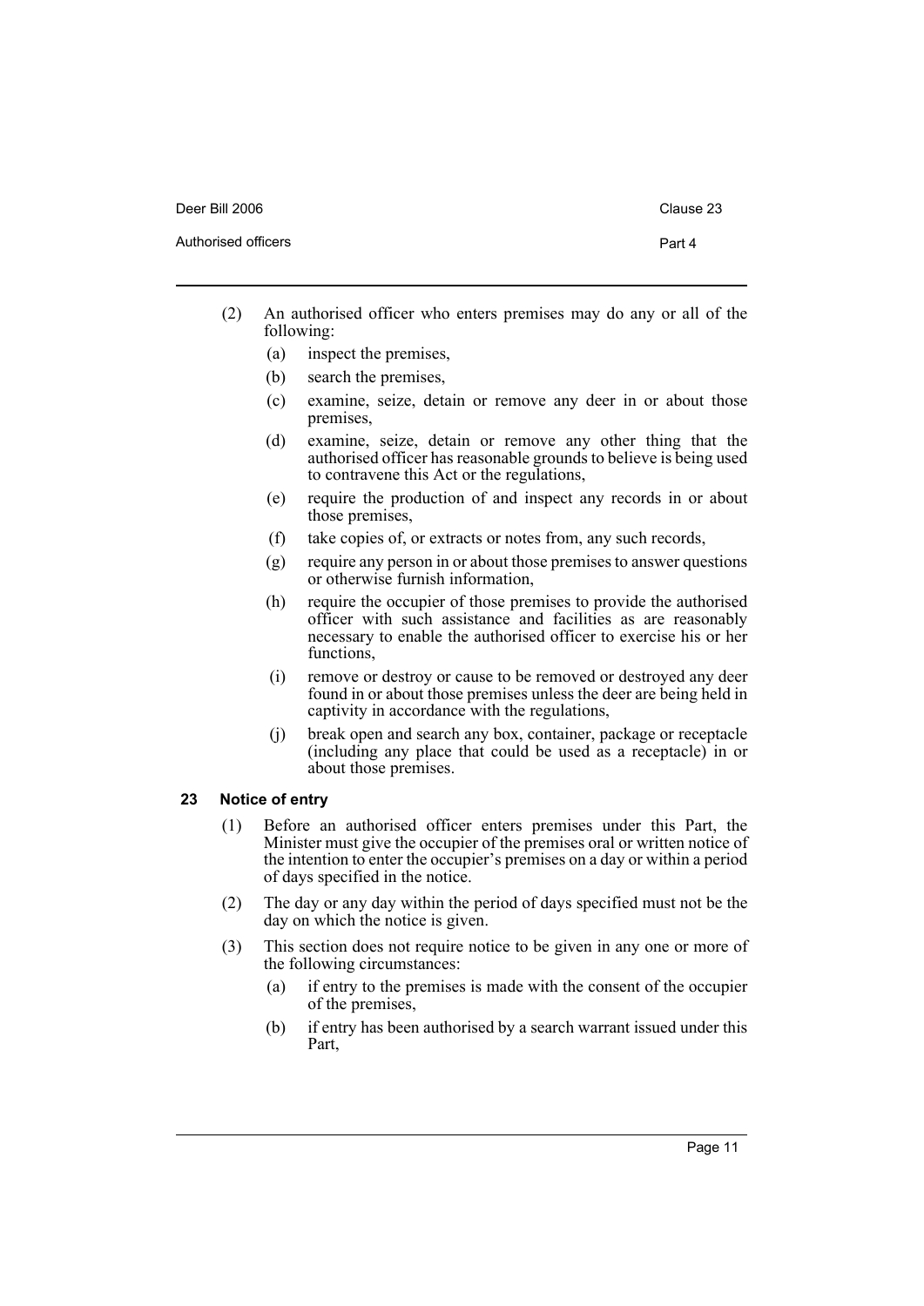(2) An authorised officer who enters premises may do any or all of the following:

  (a) inspect the premises,

  (b) search the premises,

  (c) examine, seize, detain or remove any deer in or about those premises,

  (d) examine, seize, detain or remove any other thing that the authorised officer has reasonable grounds to believe is being used to contravene this Act or the regulations,

  (e) require the production of and inspect any records in or about those premises,

  (f) take copies of, or extracts or notes from, any such records,

  (g) require any person in or about those premises to answer questions or otherwise furnish information,

  (h) require the occupier of those premises to provide the authorised officer with such assistance and facilities as are reasonably necessary to enable the authorised officer to exercise his or her functions,

  (i) remove or destroy or cause to be removed or destroyed any deer found in or about those premises unless the deer are being held in captivity in accordance with the regulations,

  (j) break open and search any box, container, package or receptacle (including any place that could be used as a receptacle) in or about those premises.

### 23 Notice of entry

(1) Before an authorised officer enters premises under this Part, the Minister must give the occupier of the premises oral or written notice of the intention to enter the occupier's premises on a day or within a period of days specified in the notice.

(2) The day or any day within the period of days specified must not be the day on which the notice is given.

(3) This section does not require notice to be given in any one or more of the following circumstances:

  (a) if entry to the premises is made with the consent of the occupier of the premises,

  (b) if entry has been authorised by a search warrant issued under this Part,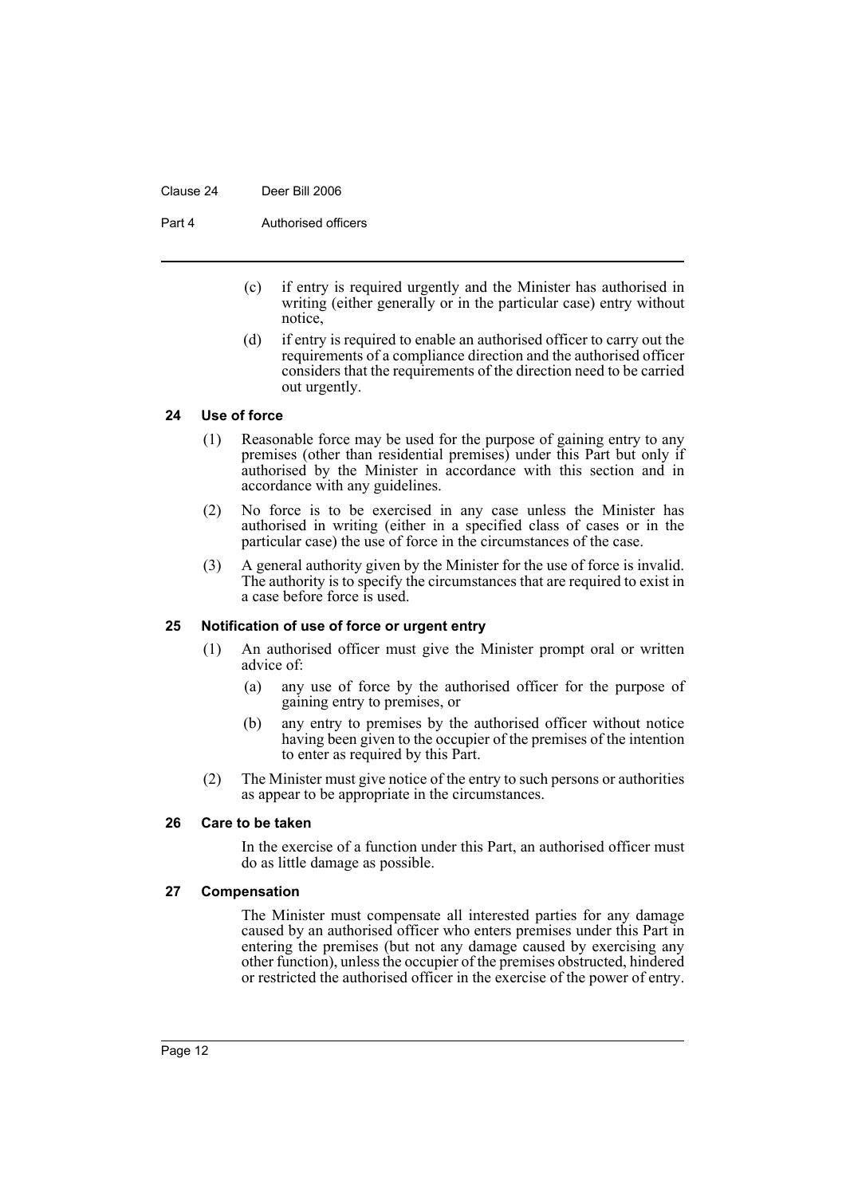(c) if entry is required urgently and the Minister has authorised in writing (either generally or in the particular case) entry without notice,

(d) if entry is required to enable an authorised officer to carry out the requirements of a compliance direction and the authorised officer considers that the requirements of the direction need to be carried out urgently.

### 24 Use of force

(1) Reasonable force may be used for the purpose of gaining entry to any premises (other than residential premises) under this Part but only if authorised by the Minister in accordance with this section and in accordance with any guidelines.

(2) No force is to be exercised in any case unless the Minister has authorised in writing (either in a specified class of cases or in the particular case) the use of force in the circumstances of the case.

(3) A general authority given by the Minister for the use of force is invalid. The authority is to specify the circumstances that are required to exist in a case before force is used.

### 25 Notification of use of force or urgent entry

(1) An authorised officer must give the Minister prompt oral or written advice of:

(a) any use of force by the authorised officer for the purpose of gaining entry to premises, or

(b) any entry to premises by the authorised officer without notice having been given to the occupier of the premises of the intention to enter as required by this Part.

(2) The Minister must give notice of the entry to such persons or authorities as appear to be appropriate in the circumstances.

### 26 Care to be taken

In the exercise of a function under this Part, an authorised officer must do as little damage as possible.

### 27 Compensation

The Minister must compensate all interested parties for any damage caused by an authorised officer who enters premises under this Part in entering the premises (but not any damage caused by exercising any other function), unless the occupier of the premises obstructed, hindered or restricted the authorised officer in the exercise of the power of entry.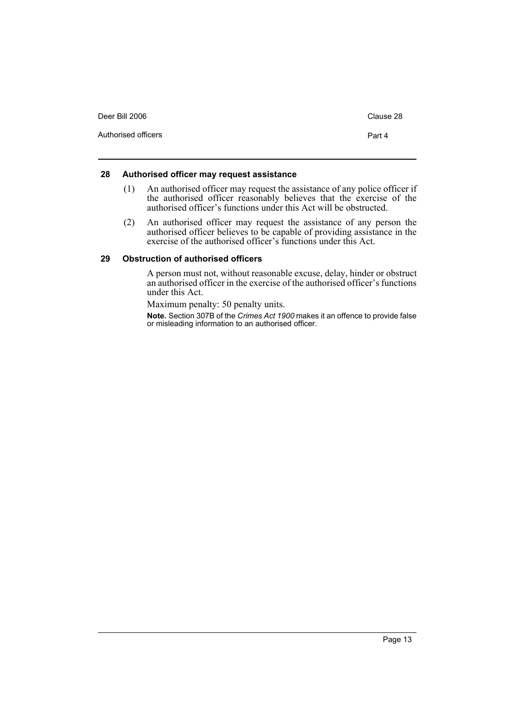### 28 Authorised officer may request assistance

(1) An authorised officer may request the assistance of any police officer if the authorised officer reasonably believes that the exercise of the authorised officer's functions under this Act will be obstructed.

(2) An authorised officer may request the assistance of any person the authorised officer believes to be capable of providing assistance in the exercise of the authorised officer's functions under this Act.

### 29 Obstruction of authorised officers

A person must not, without reasonable excuse, delay, hinder or obstruct an authorised officer in the exercise of the authorised officer's functions under this Act.

Maximum penalty: 50 penalty units.

**Note.** Section 307B of the *Crimes Act 1900* makes it an offence to provide false or misleading information to an authorised officer.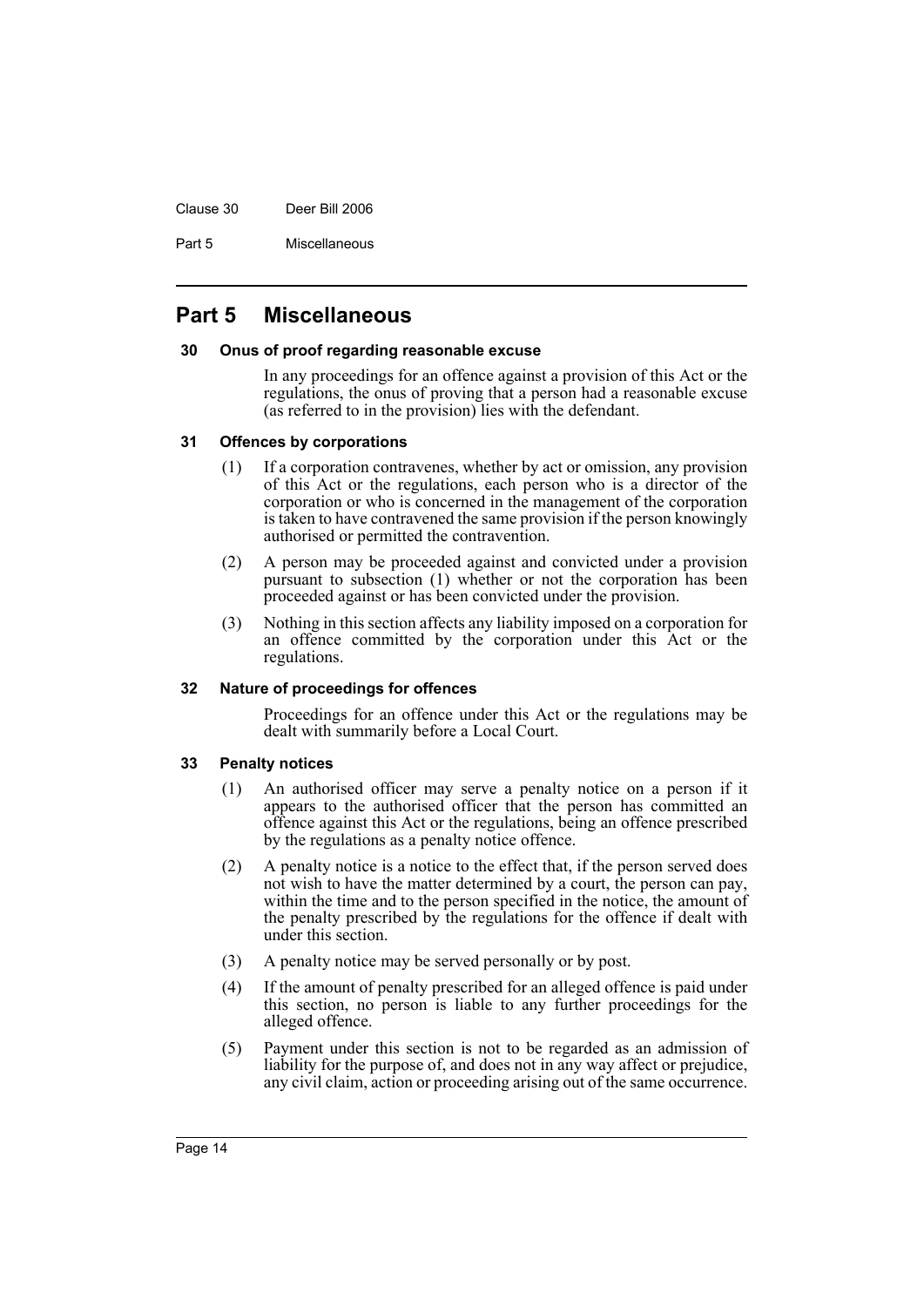# Part 5 Miscellaneous

### 30 Onus of proof regarding reasonable excuse

In any proceedings for an offence against a provision of this Act or the regulations, the onus of proving that a person had a reasonable excuse (as referred to in the provision) lies with the defendant.

### 31 Offences by corporations

(1) If a corporation contravenes, whether by act or omission, any provision of this Act or the regulations, each person who is a director of the corporation or who is concerned in the management of the corporation is taken to have contravened the same provision if the person knowingly authorised or permitted the contravention.

(2) A person may be proceeded against and convicted under a provision pursuant to subsection (1) whether or not the corporation has been proceeded against or has been convicted under the provision.

(3) Nothing in this section affects any liability imposed on a corporation for an offence committed by the corporation under this Act or the regulations.

### 32 Nature of proceedings for offences

Proceedings for an offence under this Act or the regulations may be dealt with summarily before a Local Court.

### 33 Penalty notices

(1) An authorised officer may serve a penalty notice on a person if it appears to the authorised officer that the person has committed an offence against this Act or the regulations, being an offence prescribed by the regulations as a penalty notice offence.

(2) A penalty notice is a notice to the effect that, if the person served does not wish to have the matter determined by a court, the person can pay, within the time and to the person specified in the notice, the amount of the penalty prescribed by the regulations for the offence if dealt with under this section.

(3) A penalty notice may be served personally or by post.

(4) If the amount of penalty prescribed for an alleged offence is paid under this section, no person is liable to any further proceedings for the alleged offence.

(5) Payment under this section is not to be regarded as an admission of liability for the purpose of, and does not in any way affect or prejudice, any civil claim, action or proceeding arising out of the same occurrence.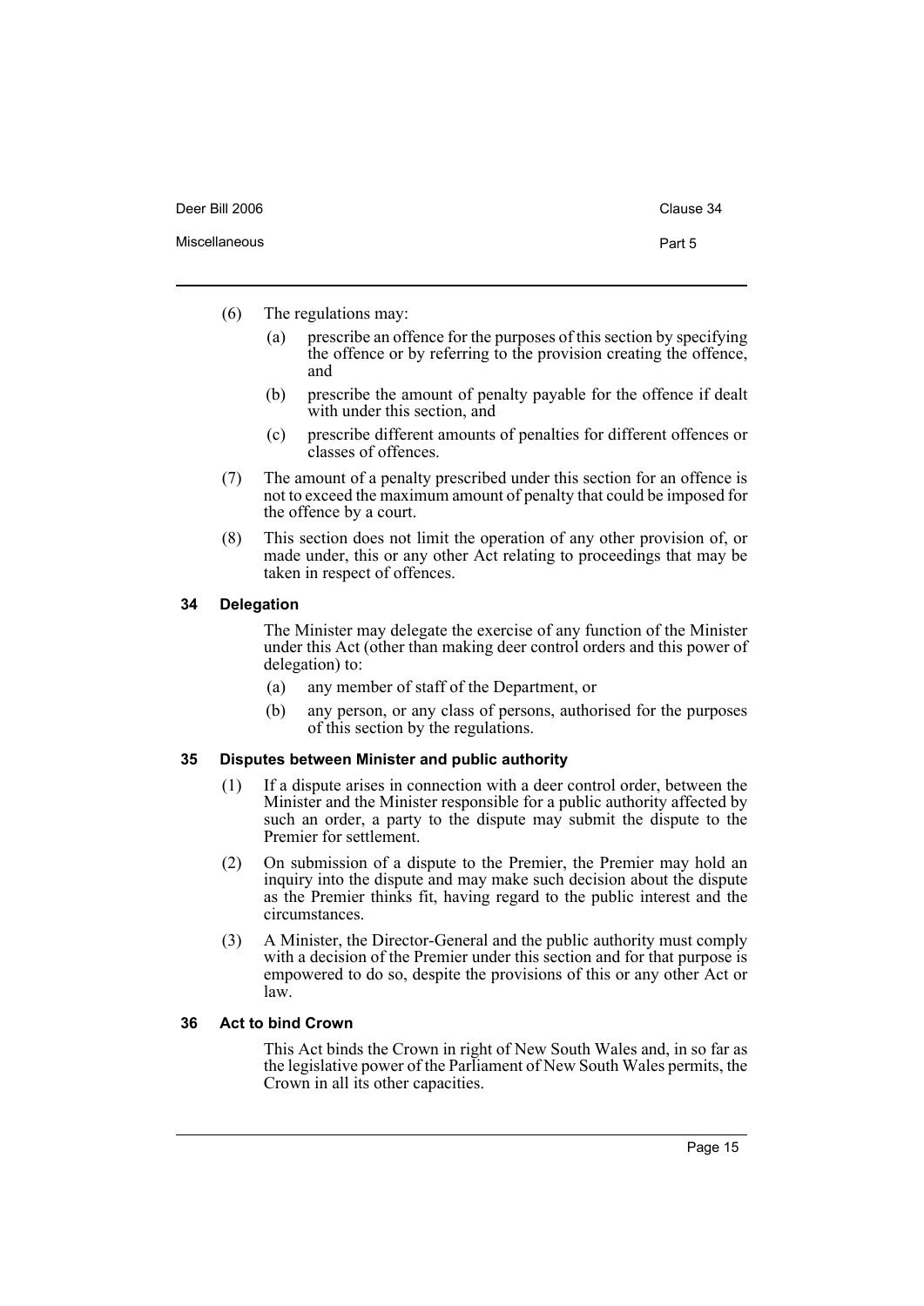(6) The regulations may:

  (a) prescribe an offence for the purposes of this section by specifying the offence or by referring to the provision creating the offence, and

  (b) prescribe the amount of penalty payable for the offence if dealt with under this section, and

  (c) prescribe different amounts of penalties for different offences or classes of offences.

(7) The amount of a penalty prescribed under this section for an offence is not to exceed the maximum amount of penalty that could be imposed for the offence by a court.

(8) This section does not limit the operation of any other provision of, or made under, this or any other Act relating to proceedings that may be taken in respect of offences.

### 34 Delegation

The Minister may delegate the exercise of any function of the Minister under this Act (other than making deer control orders and this power of delegation) to:

  (a) any member of staff of the Department, or

  (b) any person, or any class of persons, authorised for the purposes of this section by the regulations.

### 35 Disputes between Minister and public authority

(1) If a dispute arises in connection with a deer control order, between the Minister and the Minister responsible for a public authority affected by such an order, a party to the dispute may submit the dispute to the Premier for settlement.

(2) On submission of a dispute to the Premier, the Premier may hold an inquiry into the dispute and may make such decision about the dispute as the Premier thinks fit, having regard to the public interest and the circumstances.

(3) A Minister, the Director-General and the public authority must comply with a decision of the Premier under this section and for that purpose is empowered to do so, despite the provisions of this or any other Act or law.

### 36 Act to bind Crown

This Act binds the Crown in right of New South Wales and, in so far as the legislative power of the Parliament of New South Wales permits, the Crown in all its other capacities.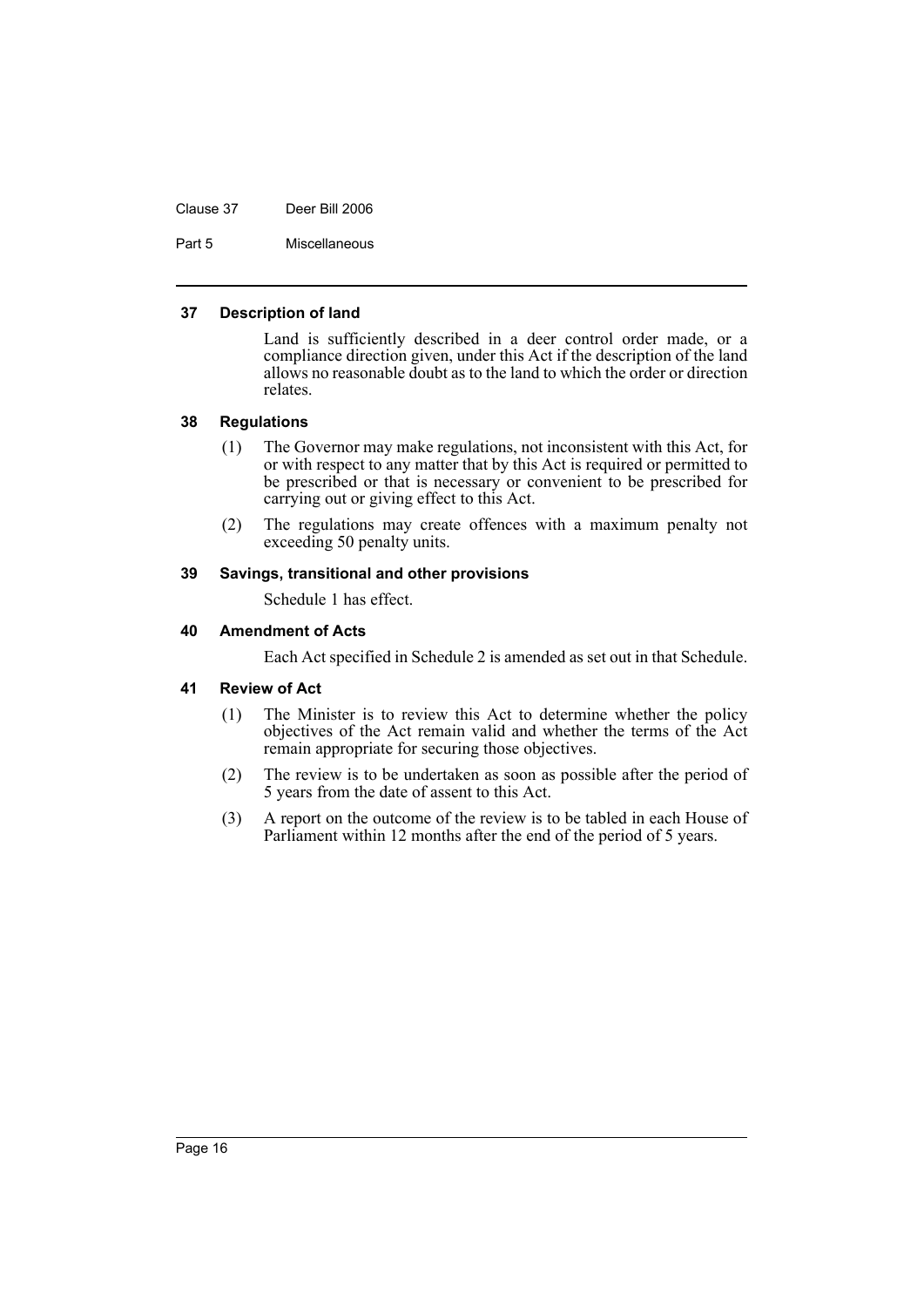### 37 Description of land

Land is sufficiently described in a deer control order made, or a compliance direction given, under this Act if the description of the land allows no reasonable doubt as to the land to which the order or direction relates.

### 38 Regulations

(1) The Governor may make regulations, not inconsistent with this Act, for or with respect to any matter that by this Act is required or permitted to be prescribed or that is necessary or convenient to be prescribed for carrying out or giving effect to this Act.

(2) The regulations may create offences with a maximum penalty not exceeding 50 penalty units.

### 39 Savings, transitional and other provisions

Schedule 1 has effect.

### 40 Amendment of Acts

Each Act specified in Schedule 2 is amended as set out in that Schedule.

### 41 Review of Act

(1) The Minister is to review this Act to determine whether the policy objectives of the Act remain valid and whether the terms of the Act remain appropriate for securing those objectives.

(2) The review is to be undertaken as soon as possible after the period of 5 years from the date of assent to this Act.

(3) A report on the outcome of the review is to be tabled in each House of Parliament within 12 months after the end of the period of 5 years.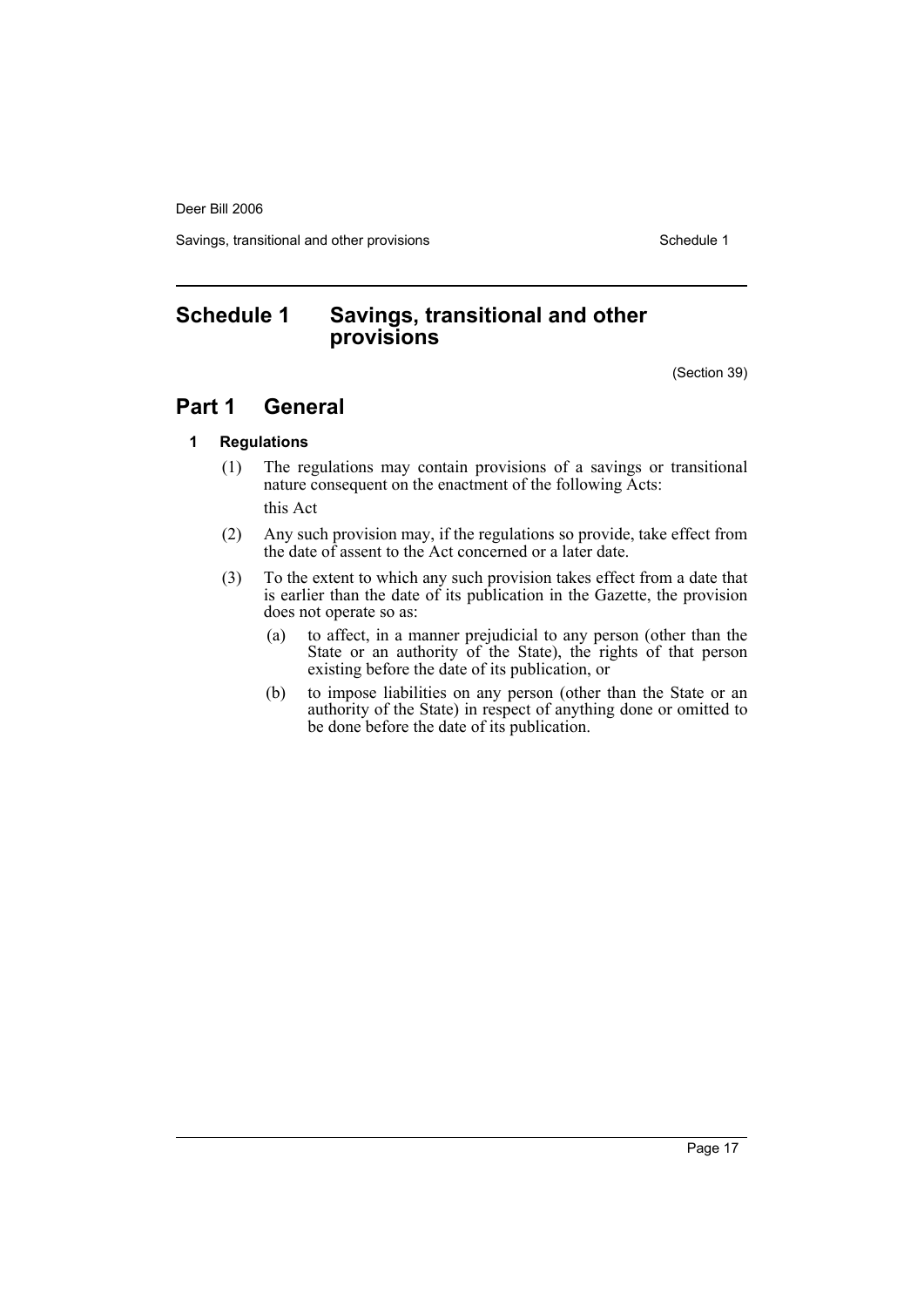# Schedule 1 Savings, transitional and other provisions

(Section 39)

## Part 1 General

### 1 Regulations

(1) The regulations may contain provisions of a savings or transitional nature consequent on the enactment of the following Acts:

this Act

(2) Any such provision may, if the regulations so provide, take effect from the date of assent to the Act concerned or a later date.

(3) To the extent to which any such provision takes effect from a date that is earlier than the date of its publication in the Gazette, the provision does not operate so as:

(a) to affect, in a manner prejudicial to any person (other than the State or an authority of the State), the rights of that person existing before the date of its publication, or

(b) to impose liabilities on any person (other than the State or an authority of the State) in respect of anything done or omitted to be done before the date of its publication.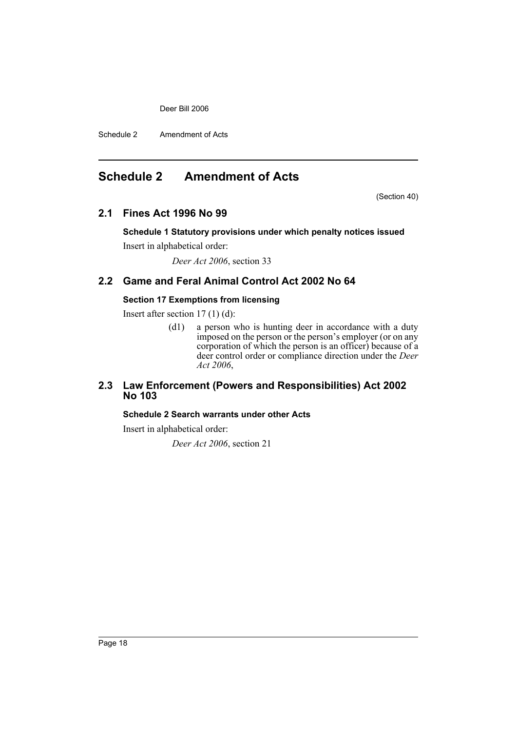# Schedule 2 Amendment of Acts

(Section 40)

## 2.1 Fines Act 1996 No 99

### Schedule 1 Statutory provisions under which penalty notices issued

Insert in alphabetical order:

*Deer Act 2006*, section 33

## 2.2 Game and Feral Animal Control Act 2002 No 64

### Section 17 Exemptions from licensing

Insert after section 17 (1) (d):

(d1) a person who is hunting deer in accordance with a duty imposed on the person or the person's employer (or on any corporation of which the person is an officer) because of a deer control order or compliance direction under the *Deer Act 2006*,

## 2.3 Law Enforcement (Powers and Responsibilities) Act 2002 No 103

### Schedule 2 Search warrants under other Acts

Insert in alphabetical order:

*Deer Act 2006*, section 21